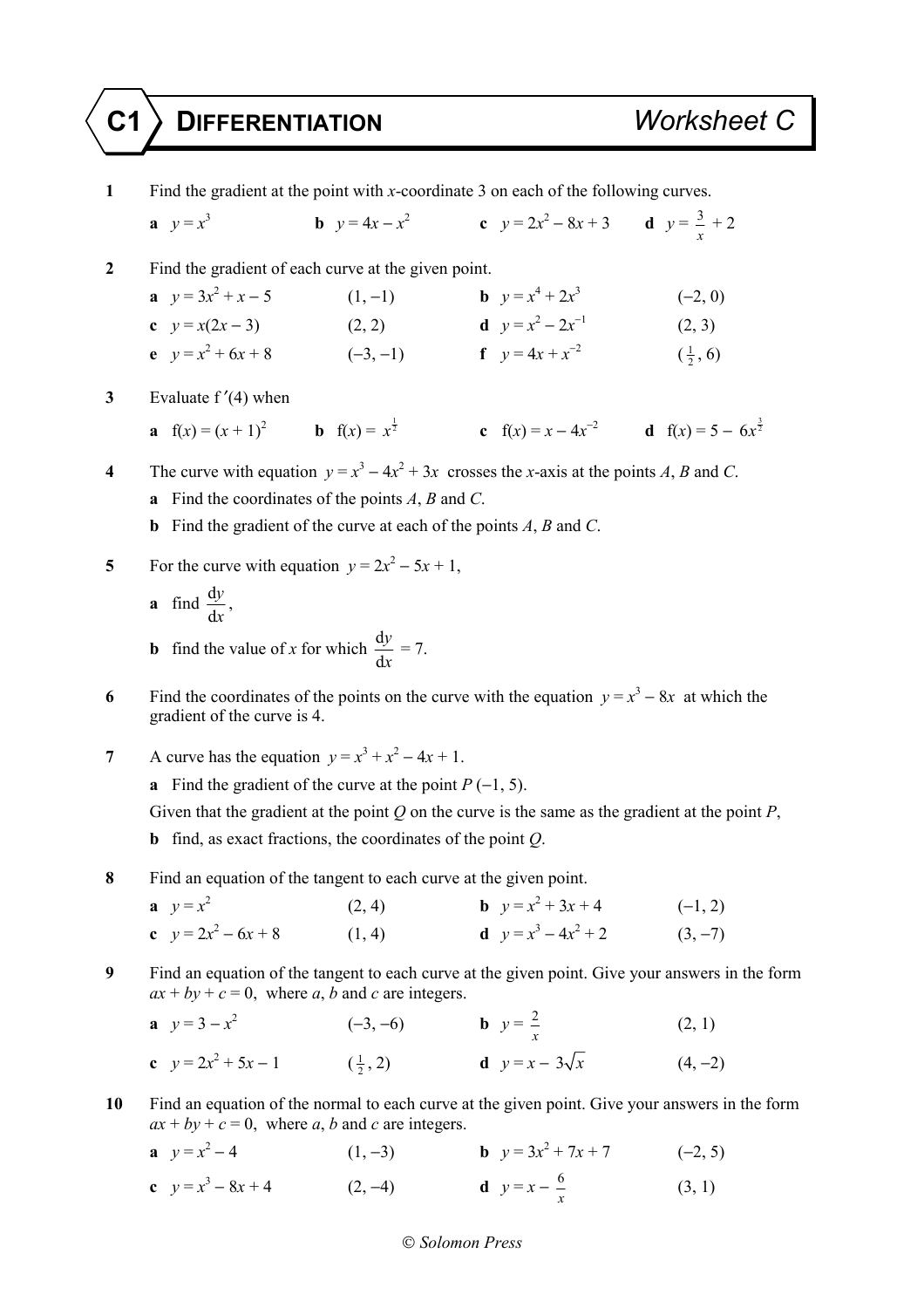# C1 DIFFERENTIATION — Worksheet C

**1** Find the gradient at the point with $x$-coordinate 3 on each of the following curves.

**a** $y = x^3$ **b** $y = 4x - x^2$ **c** $y = 2x^2 - 8x + 3$ **d** $y = \frac{3}{x} + 2$

**2** Find the gradient of each curve at the given point.

**a** $y = 3x^2 + x - 5$ $(1, -1)$ **b** $y = x^4 + 2x^3$ $(-2, 0)$

**c** $y = x(2x - 3)$ $(2, 2)$ **d** $y = x^2 - 2x^{-1}$ $(2, 3)$

**e** $y = x^2 + 6x + 8$ $(-3, -1)$ **f** $y = 4x + x^{-2}$ $(\frac{1}{2}, 6)$

**3** Evaluate $f'(4)$ when

**a** $f(x) = (x + 1)^2$ **b** $f(x) = x^{\frac{1}{2}}$ **c** $f(x) = x - 4x^{-2}$ **d** $f(x) = 5 - 6x^{\frac{3}{2}}$

**4** The curve with equation $y = x^3 - 4x^2 + 3x$ crosses the $x$-axis at the points $A$, $B$ and $C$.

**a** Find the coordinates of the points $A$, $B$ and $C$.

**b** Find the gradient of the curve at each of the points $A$, $B$ and $C$.

**5** For the curve with equation $y = 2x^2 - 5x + 1$,

**a** find $\frac{dy}{dx}$,

**b** find the value of $x$ for which $\frac{dy}{dx} = 7$.

**6** Find the coordinates of the points on the curve with the equation $y = x^3 - 8x$ at which the gradient of the curve is 4.

**7** A curve has the equation $y = x^3 + x^2 - 4x + 1$.

**a** Find the gradient of the curve at the point $P$ $(-1, 5)$.

Given that the gradient at the point $Q$ on the curve is the same as the gradient at the point $P$,

**b** find, as exact fractions, the coordinates of the point $Q$.

**8** Find an equation of the tangent to each curve at the given point.

**a** $y = x^2$ $(2, 4)$ **b** $y = x^2 + 3x + 4$ $(-1, 2)$

**c** $y = 2x^2 - 6x + 8$ $(1, 4)$ **d** $y = x^3 - 4x^2 + 2$ $(3, -7)$

**9** Find an equation of the tangent to each curve at the given point. Give your answers in the form $ax + by + c = 0$, where $a$, $b$ and $c$ are integers.

**a** $y = 3 - x^2$ $(-3, -6)$ **b** $y = \frac{2}{x}$ $(2, 1)$

**c** $y = 2x^2 + 5x - 1$ $(\frac{1}{2}, 2)$ **d** $y = x - 3\sqrt{x}$ $(4, -2)$

**10** Find an equation of the normal to each curve at the given point. Give your answers in the form $ax + by + c = 0$, where $a$, $b$ and $c$ are integers.

**a** $y = x^2 - 4$ $(1, -3)$ **b** $y = 3x^2 + 7x + 7$ $(-2, 5)$

**c** $y = x^3 - 8x + 4$ $(2, -4)$ **d** $y = x - \frac{6}{x}$ $(3, 1)$

© Solomon Press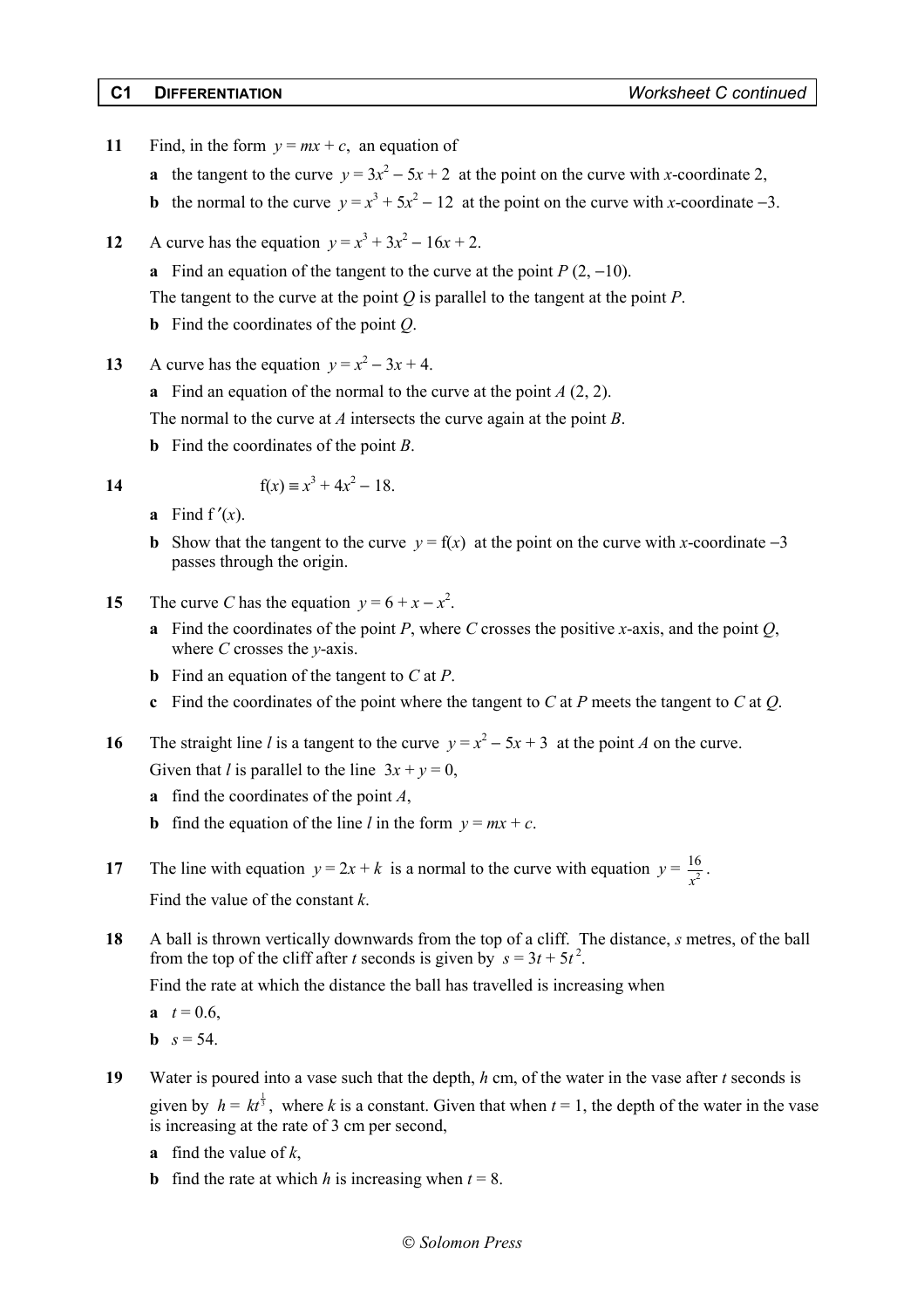**11** Find, in the form $y = mx + c$, an equation of

**a** the tangent to the curve $y = 3x^2 - 5x + 2$ at the point on the curve with $x$-coordinate 2,

**b** the normal to the curve $y = x^3 + 5x^2 - 12$ at the point on the curve with $x$-coordinate $-3$.

**12** A curve has the equation $y = x^3 + 3x^2 - 16x + 2$.

**a** Find an equation of the tangent to the curve at the point $P$ $(2, -10)$.

The tangent to the curve at the point $Q$ is parallel to the tangent at the point $P$.

**b** Find the coordinates of the point $Q$.

**13** A curve has the equation $y = x^2 - 3x + 4$.

**a** Find an equation of the normal to the curve at the point $A$ $(2, 2)$.

The normal to the curve at $A$ intersects the curve again at the point $B$.

**b** Find the coordinates of the point $B$.

**14** $$\text{f}(x) \equiv x^3 + 4x^2 - 18.$$

**a** Find $\text{f}'(x)$.

**b** Show that the tangent to the curve $y = \text{f}(x)$ at the point on the curve with $x$-coordinate $-3$ passes through the origin.

**15** The curve $C$ has the equation $y = 6 + x - x^2$.

**a** Find the coordinates of the point $P$, where $C$ crosses the positive $x$-axis, and the point $Q$, where $C$ crosses the $y$-axis.

**b** Find an equation of the tangent to $C$ at $P$.

**c** Find the coordinates of the point where the tangent to $C$ at $P$ meets the tangent to $C$ at $Q$.

**16** The straight line $l$ is a tangent to the curve $y = x^2 - 5x + 3$ at the point $A$ on the curve.

Given that $l$ is parallel to the line $3x + y = 0$,

**a** find the coordinates of the point $A$,

**b** find the equation of the line $l$ in the form $y = mx + c$.

**17** The line with equation $y = 2x + k$ is a normal to the curve with equation $y = \frac{16}{x^2}$.

Find the value of the constant $k$.

**18** A ball is thrown vertically downwards from the top of a cliff. The distance, $s$ metres, of the ball from the top of the cliff after $t$ seconds is given by $s = 3t + 5t^2$.

Find the rate at which the distance the ball has travelled is increasing when

**a** $t = 0.6$,

**b** $s = 54$.

**19** Water is poured into a vase such that the depth, $h$ cm, of the water in the vase after $t$ seconds is given by $h = kt^{\frac{1}{3}}$, where $k$ is a constant. Given that when $t = 1$, the depth of the water in the vase is increasing at the rate of 3 cm per second,

**a** find the value of $k$,

**b** find the rate at which $h$ is increasing when $t = 8$.